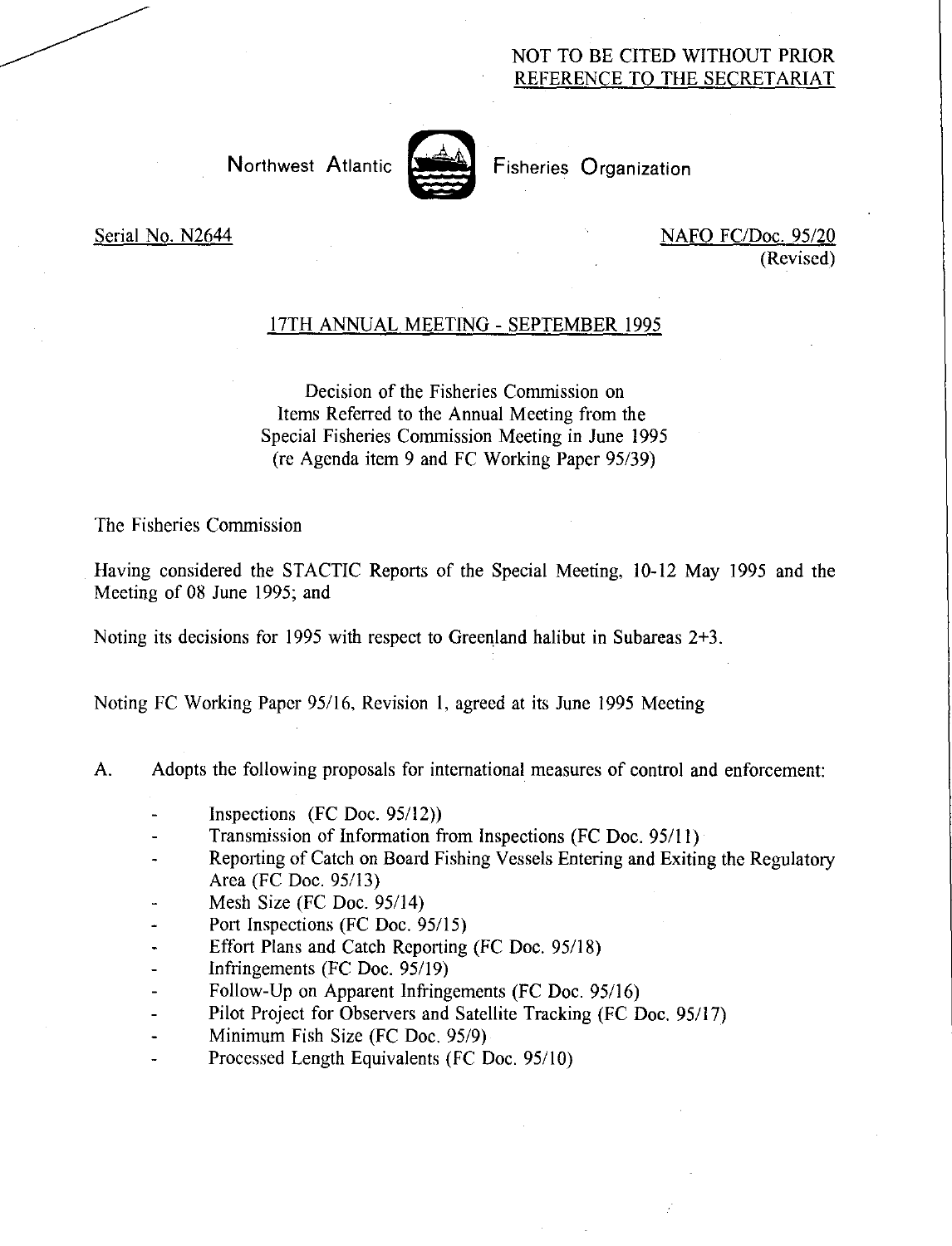NOT TO BE CITED WITHOUT PRIOR REFERENCE TO THE SECRETARIAT

Northwest Atlantic Fisheries Organization

Serial No. N2644

NAFO FC/Doc. 95/20 (Revised)

## 17TH ANNUAL MEETING - SEPTEMBER 1995

Decision of the Fisheries Commission on
Items Referred to the Annual Meeting from the
Special Fisheries Commission Meeting in June 1995
(re Agenda item 9 and FC Working Paper 95/39)

The Fisheries Commission

Having considered the STACTIC Reports of the Special Meeting, 10-12 May 1995 and the Meeting of 08 June 1995; and

Noting its decisions for 1995 with respect to Greenland halibut in Subareas 2+3.

Noting FC Working Paper 95/16, Revision 1, agreed at its June 1995 Meeting

A. Adopts the following proposals for international measures of control and enforcement:

- Inspections (FC Doc. 95/12))
- Transmission of Information from Inspections (FC Doc. 95/11)
- Reporting of Catch on Board Fishing Vessels Entering and Exiting the Regulatory Area (FC Doc. 95/13)
- Mesh Size (FC Doc. 95/14)
- Port Inspections (FC Doc. 95/15)
- Effort Plans and Catch Reporting (FC Doc. 95/18)
- Infringements (FC Doc. 95/19)
- Follow-Up on Apparent Infringements (FC Doc. 95/16)
- Pilot Project for Observers and Satellite Tracking (FC Doc. 95/17)
- Minimum Fish Size (FC Doc. 95/9)
- Processed Length Equivalents (FC Doc. 95/10)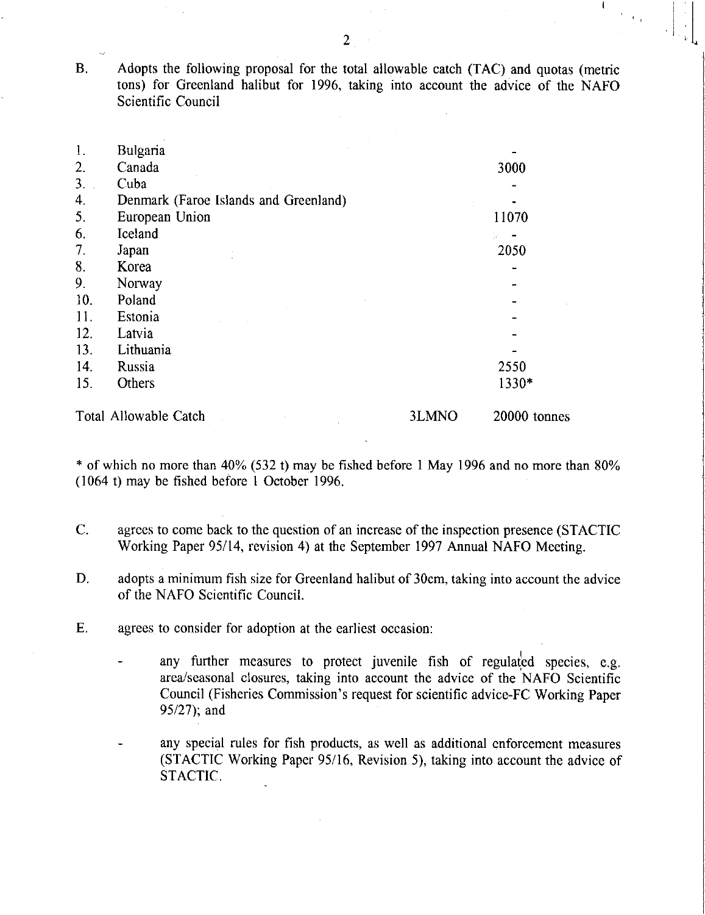B. Adopts the following proposal for the total allowable catch (TAC) and quotas (metric tons) for Greenland halibut for 1996, taking into account the advice of the NAFO Scientific Council

| | | | |
|---|---|---|---|
| 1. | Bulgaria | | - |
| 2. | Canada | | 3000 |
| 3. | Cuba | | - |
| 4. | Denmark (Faroe Islands and Greenland) | | - |
| 5. | European Union | | 11070 |
| 6. | Iceland | | - |
| 7. | Japan | | 2050 |
| 8. | Korea | | - |
| 9. | Norway | | - |
| 10. | Poland | | - |
| 11. | Estonia | | - |
| 12. | Latvia | | - |
| 13. | Lithuania | | - |
| 14. | Russia | | 2550 |
| 15. | Others | | 1330* |
| Total Allowable Catch | | 3LMNO | 20000 tonnes |

\* of which no more than 40% (532 t) may be fished before 1 May 1996 and no more than 80% (1064 t) may be fished before 1 October 1996.

C. agrees to come back to the question of an increase of the inspection presence (STACTIC Working Paper 95/14, revision 4) at the September 1997 Annual NAFO Meeting.

D. adopts a minimum fish size for Greenland halibut of 30cm, taking into account the advice of the NAFO Scientific Council.

E. agrees to consider for adoption at the earliest occasion:

- any further measures to protect juvenile fish of regulated species, e.g. area/seasonal closures, taking into account the advice of the NAFO Scientific Council (Fisheries Commission's request for scientific advice-FC Working Paper 95/27); and

- any special rules for fish products, as well as additional enforcement measures (STACTIC Working Paper 95/16, Revision 5), taking into account the advice of STACTIC.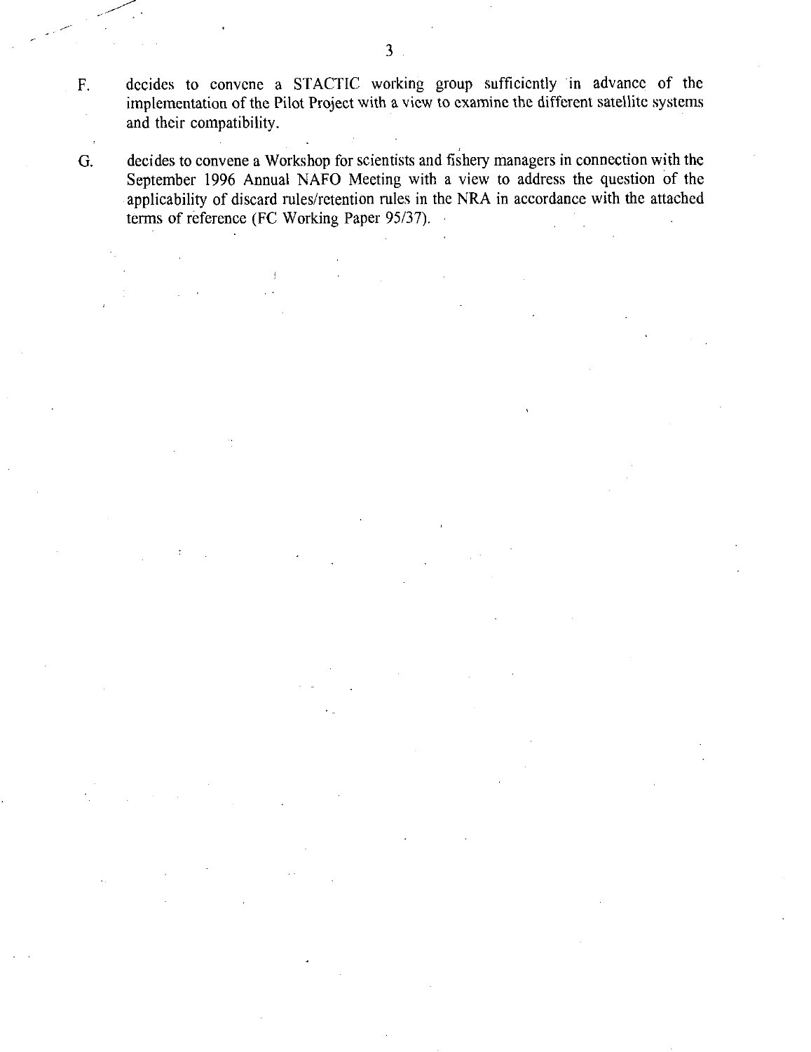F. decides to convene a STACTIC working group sufficiently in advance of the implementation of the Pilot Project with a view to examine the different satellite systems and their compatibility.

G. decides to convene a Workshop for scientists and fishery managers in connection with the September 1996 Annual NAFO Meeting with a view to address the question of the applicability of discard rules/retention rules in the NRA in accordance with the attached terms of reference (FC Working Paper 95/37).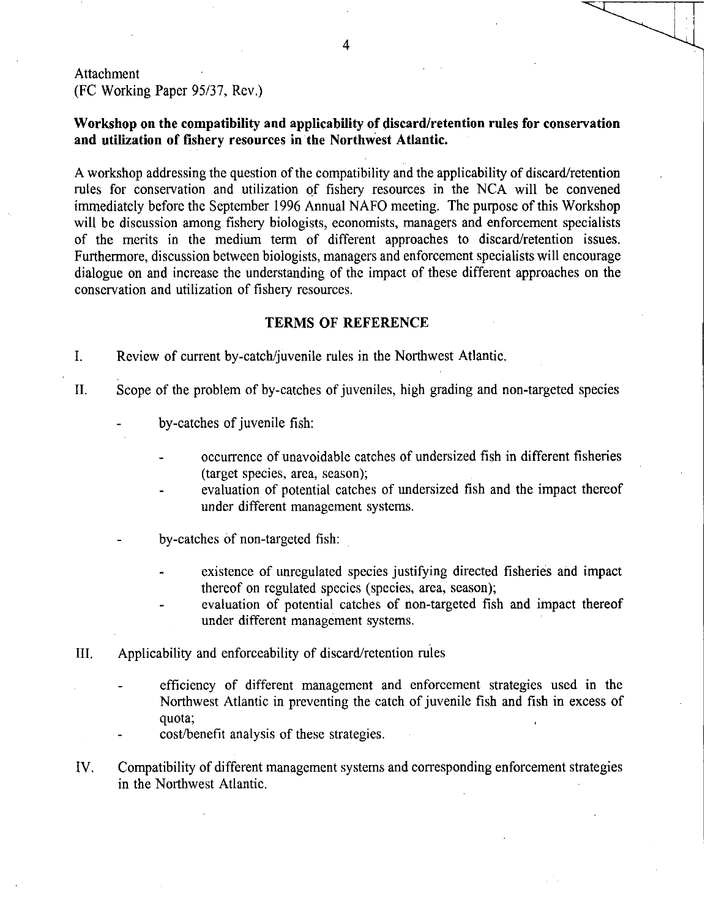Attachment
(FC Working Paper 95/37, Rev.)

**Workshop on the compatibility and applicability of discard/retention rules for conservation and utilization of fishery resources in the Northwest Atlantic.**

A workshop addressing the question of the compatibility and the applicability of discard/retention rules for conservation and utilization of fishery resources in the NCA will be convened immediately before the September 1996 Annual NAFO meeting. The purpose of this Workshop will be discussion among fishery biologists, economists, managers and enforcement specialists of the merits in the medium term of different approaches to discard/retention issues. Furthermore, discussion between biologists, managers and enforcement specialists will encourage dialogue on and increase the understanding of the impact of these different approaches on the conservation and utilization of fishery resources.

## TERMS OF REFERENCE

I. Review of current by-catch/juvenile rules in the Northwest Atlantic.

II. Scope of the problem of by-catches of juveniles, high grading and non-targeted species

- by-catches of juvenile fish:
  - occurrence of unavoidable catches of undersized fish in different fisheries (target species, area, season);
  - evaluation of potential catches of undersized fish and the impact thereof under different management systems.
- by-catches of non-targeted fish:
  - existence of unregulated species justifying directed fisheries and impact thereof on regulated species (species, area, season);
  - evaluation of potential catches of non-targeted fish and impact thereof under different management systems.

III. Applicability and enforceability of discard/retention rules

- efficiency of different management and enforcement strategies used in the Northwest Atlantic in preventing the catch of juvenile fish and fish in excess of quota;
- cost/benefit analysis of these strategies.

IV. Compatibility of different management systems and corresponding enforcement strategies in the Northwest Atlantic.